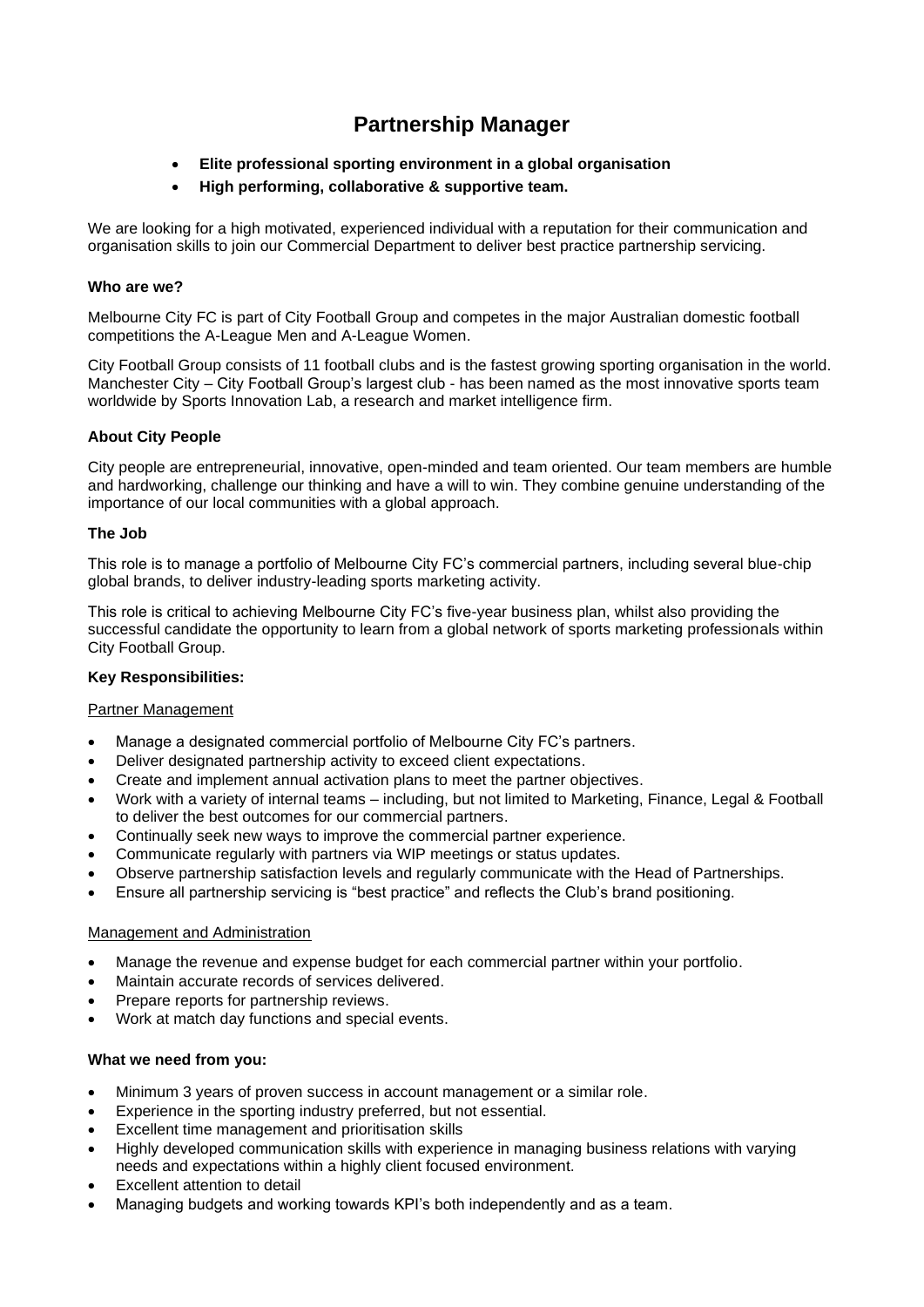# Partnership Manager

- **Elite professional sporting environment in a global organisation**
- **High performing, collaborative & supportive team.**

We are looking for a high motivated, experienced individual with a reputation for their communication and organisation skills to join our Commercial Department to deliver best practice partnership servicing.

**Who are we?**

Melbourne City FC is part of City Football Group and competes in the major Australian domestic football competitions the A-League Men and A-League Women.

City Football Group consists of 11 football clubs and is the fastest growing sporting organisation in the world. Manchester City – City Football Group's largest club - has been named as the most innovative sports team worldwide by Sports Innovation Lab, a research and market intelligence firm.

**About City People**

City people are entrepreneurial, innovative, open-minded and team oriented. Our team members are humble and hardworking, challenge our thinking and have a will to win. They combine genuine understanding of the importance of our local communities with a global approach.

**The Job**

This role is to manage a portfolio of Melbourne City FC's commercial partners, including several blue-chip global brands, to deliver industry-leading sports marketing activity.

This role is critical to achieving Melbourne City FC's five-year business plan, whilst also providing the successful candidate the opportunity to learn from a global network of sports marketing professionals within City Football Group.

**Key Responsibilities:**

<u>Partner Management</u>

- Manage a designated commercial portfolio of Melbourne City FC's partners.
- Deliver designated partnership activity to exceed client expectations.
- Create and implement annual activation plans to meet the partner objectives.
- Work with a variety of internal teams – including, but not limited to Marketing, Finance, Legal & Football to deliver the best outcomes for our commercial partners.
- Continually seek new ways to improve the commercial partner experience.
- Communicate regularly with partners via WIP meetings or status updates.
- Observe partnership satisfaction levels and regularly communicate with the Head of Partnerships.
- Ensure all partnership servicing is "best practice" and reflects the Club's brand positioning.

<u>Management and Administration</u>

- Manage the revenue and expense budget for each commercial partner within your portfolio.
- Maintain accurate records of services delivered.
- Prepare reports for partnership reviews.
- Work at match day functions and special events.

**What we need from you:**

- Minimum 3 years of proven success in account management or a similar role.
- Experience in the sporting industry preferred, but not essential.
- Excellent time management and prioritisation skills
- Highly developed communication skills with experience in managing business relations with varying needs and expectations within a highly client focused environment.
- Excellent attention to detail
- Managing budgets and working towards KPI's both independently and as a team.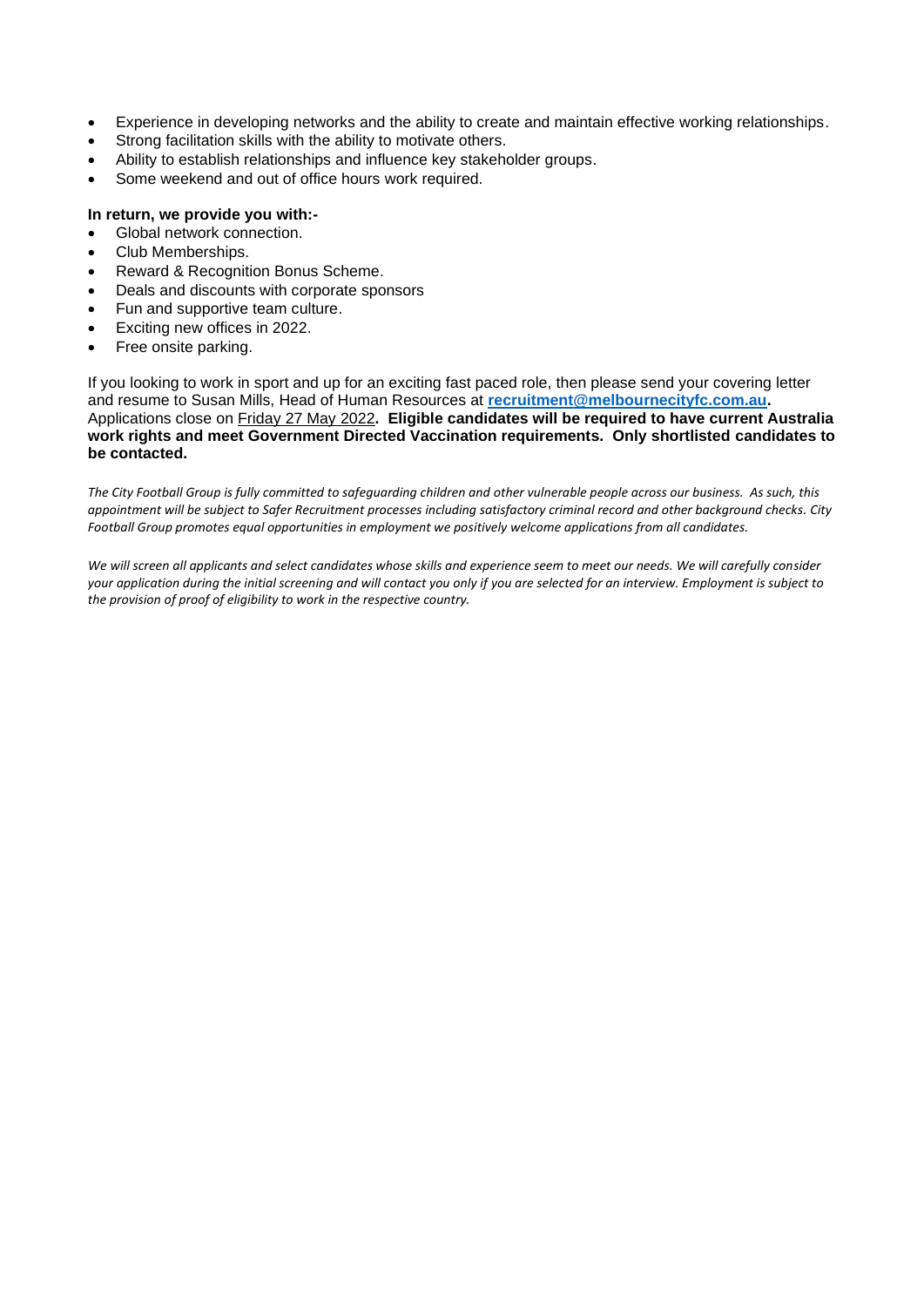- Experience in developing networks and the ability to create and maintain effective working relationships.
- Strong facilitation skills with the ability to motivate others.
- Ability to establish relationships and influence key stakeholder groups.
- Some weekend and out of office hours work required.

**In return, we provide you with:-**

- Global network connection.
- Club Memberships.
- Reward & Recognition Bonus Scheme.
- Deals and discounts with corporate sponsors
- Fun and supportive team culture.
- Exciting new offices in 2022.
- Free onsite parking.

If you looking to work in sport and up for an exciting fast paced role, then please send your covering letter and resume to Susan Mills, Head of Human Resources at **recruitment@melbournecityfc.com.au.** Applications close on Friday 27 May 2022**. Eligible candidates will be required to have current Australia work rights and meet Government Directed Vaccination requirements. Only shortlisted candidates to be contacted.**

*The City Football Group is fully committed to safeguarding children and other vulnerable people across our business. As such, this appointment will be subject to Safer Recruitment processes including satisfactory criminal record and other background checks. City Football Group promotes equal opportunities in employment we positively welcome applications from all candidates.*

*We will screen all applicants and select candidates whose skills and experience seem to meet our needs. We will carefully consider your application during the initial screening and will contact you only if you are selected for an interview. Employment is subject to the provision of proof of eligibility to work in the respective country.*